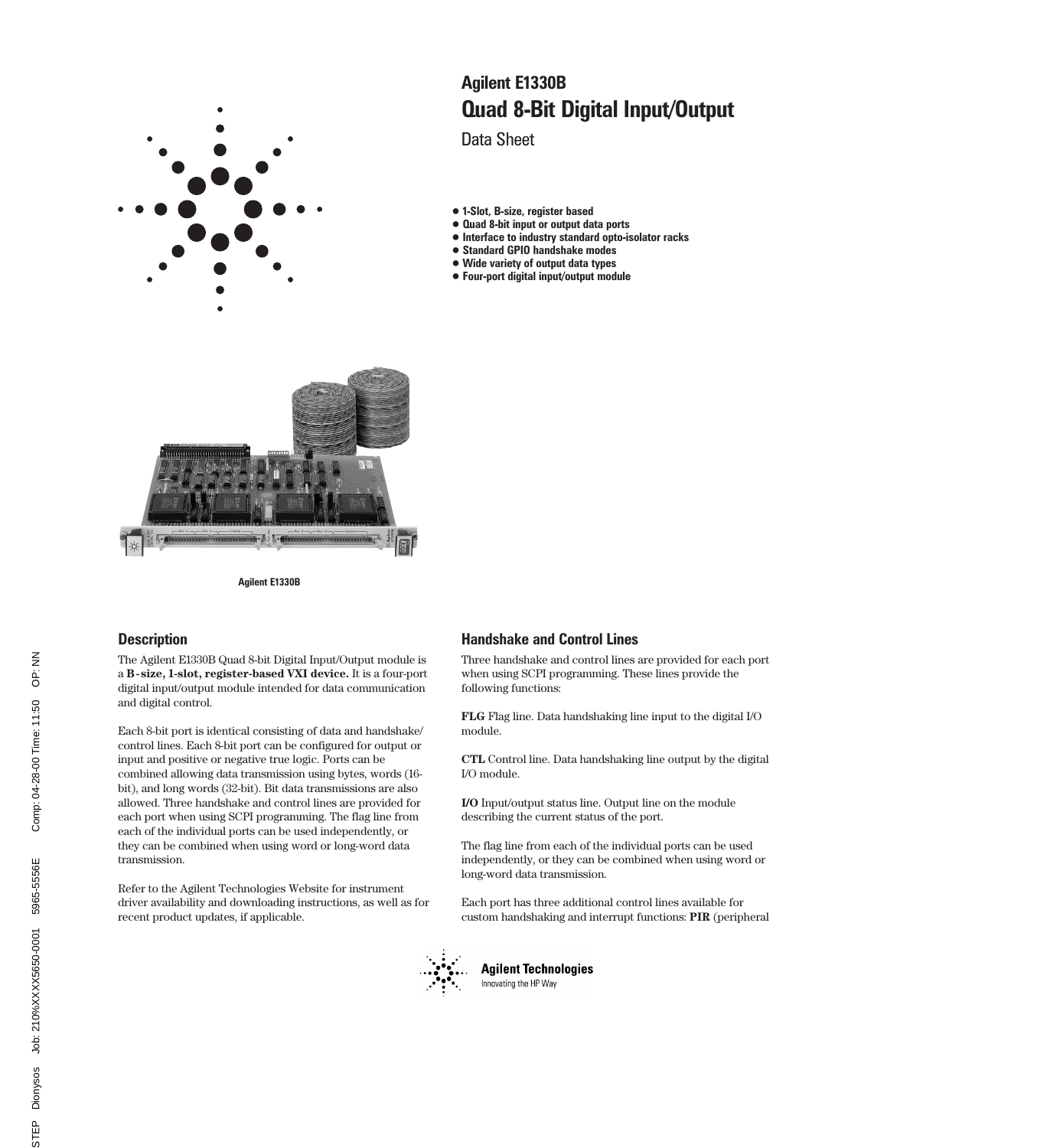# Agilent E1330B
## Quad 8-Bit Digital Input/Output

Data Sheet

- 1-Slot, B-size, register based
- Quad 8-bit input or output data ports
- Interface to industry standard opto-isolator racks
- Standard GPIO handshake modes
- Wide variety of output data types
- Four-port digital input/output module

Agilent E1330B

### Description

The Agilent E1330B Quad 8-bit Digital Input/Output module is a **B-size, 1-slot, register-based VXI device.** It is a four-port digital input/output module intended for data communication and digital control.

Each 8-bit port is identical consisting of data and handshake/control lines. Each 8-bit port can be configured for output or input and positive or negative true logic. Ports can be combined allowing data transmission using bytes, words (16-bit), and long words (32-bit). Bit data transmissions are also allowed. Three handshake and control lines are provided for each port when using SCPI programming. The flag line from each of the individual ports can be used independently, or they can be combined when using word or long-word data transmission.

Refer to the Agilent Technologies Website for instrument driver availability and downloading instructions, as well as for recent product updates, if applicable.

### Handshake and Control Lines

Three handshake and control lines are provided for each port when using SCPI programming. These lines provide the following functions:

**FLG** Flag line. Data handshaking line input to the digital I/O module.

**CTL** Control line. Data handshaking line output by the digital I/O module.

**I/O** Input/output status line. Output line on the module describing the current status of the port.

The flag line from each of the individual ports can be used independently, or they can be combined when using word or long-word data transmission.

Each port has three additional control lines available for custom handshaking and interrupt functions: **PIR** (peripheral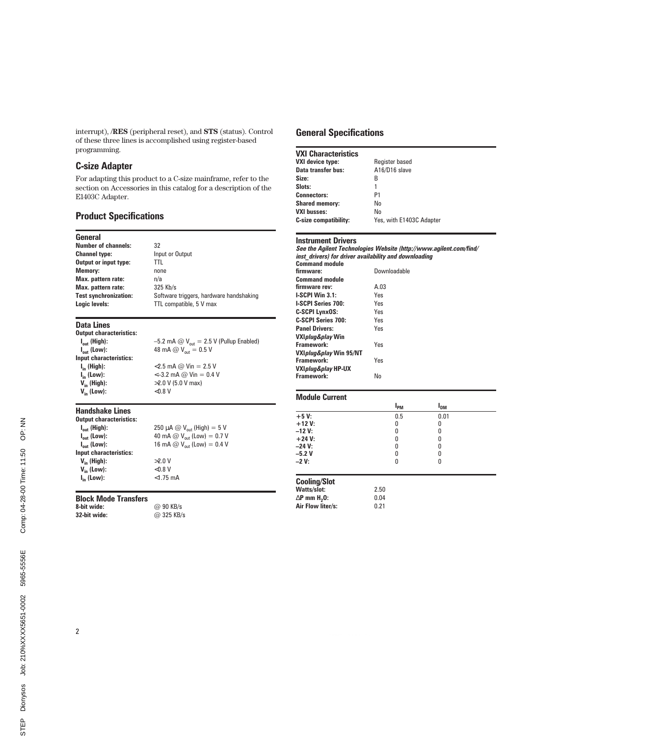interrupt), **/RES** (peripheral reset), and **STS** (status). Control of these three lines is accomplished using register-based programming.

## C-size Adapter

For adapting this product to a C-size mainframe, refer to the section on Accessories in this catalog for a description of the E1403C Adapter.

## Product Specifications

### General

| | |
|---|---|
| **Number of channels:** | 32 |
| **Channel type:** | Input or Output |
| **Output or input type:** | TTL |
| **Memory:** | none |
| **Max. pattern rate:** | n/a |
| **Max. pattern rate:** | 325 Kb/s |
| **Test synchronization:** | Software triggers, hardware handshaking |
| **Logic levels:** | TTL compatible, 5 V max |

### Data Lines

| | |
|---|---|
| **Output characteristics:** | |
| **$I_{out}$ (High):** | –5.2 mA @ $V_{out}$ = 2.5 V (Pullup Enabled) |
| **$I_{out}$ (Low):** | 48 mA @ $V_{out}$ = 0.5 V |
| **Input characteristics:** | |
| **$I_{in}$ (High):** | <2.5 mA @ Vin = 2.5 V |
| **$I_{in}$ (Low):** | <-3.2 mA @ Vin = 0.4 V |
| **$V_{in}$ (High):** | >2.0 V (5.0 V max) |
| **$V_{in}$ (Low):** | <0.8 V |

### Handshake Lines

| | |
|---|---|
| **Output characteristics:** | |
| **$I_{out}$ (High):** | 250 µA @ $V_{out}$ (High) = 5 V |
| **$I_{out}$ (Low):** | 40 mA @ $V_{out}$ (Low) = 0.7 V |
| **$I_{out}$ (Low):** | 16 mA @ $V_{out}$ (Low) = 0.4 V |
| **Input characteristics:** | |
| **$V_{in}$ (High):** | >2.0 V |
| **$V_{in}$ (Low):** | <0.8 V |
| **$I_{in}$ (Low):** | <1.75 mA |

### Block Mode Transfers

| | |
|---|---|
| **8-bit wide:** | @ 90 KB/s |
| **32-bit wide:** | @ 325 KB/s |

## General Specifications

### VXI Characteristics

| | |
|---|---|
| **VXI device type:** | Register based |
| **Data transfer bus:** | A16/D16 slave |
| **Size:** | B |
| **Slots:** | 1 |
| **Connectors:** | P1 |
| **Shared memory:** | No |
| **VXI busses:** | No |
| **C-size compatibility:** | Yes, with E1403C Adapter |

### Instrument Drivers

***See the Agilent Technologies Website (http://www.agilent.com/find/inst_drivers) for driver availability and downloading***

| | |
|---|---|
| **Command module firmware:** | Downloadable |
| **Command module firmware rev:** | A.03 |
| **I-SCPI Win 3.1:** | Yes |
| **I-SCPI Series 700:** | Yes |
| **C-SCPI LynxOS:** | Yes |
| **C-SCPI Series 700:** | Yes |
| **Panel Drivers:** | Yes |
| **VXI*plug&play* Win Framework:** | Yes |
| **VXI*plug&play* Win 95/NT Framework:** | Yes |
| **VXI*plug&play* HP-UX Framework:** | No |

### Module Current

| | $I_{PM}$ | $I_{DM}$ |
|---|---|---|
| **+5 V:** | 0.5 | 0.01 |
| **+12 V:** | 0 | 0 |
| **–12 V:** | 0 | 0 |
| **+24 V:** | 0 | 0 |
| **–24 V:** | 0 | 0 |
| **–5.2 V** | 0 | 0 |
| **–2 V:** | 0 | 0 |

### Cooling/Slot

| | |
|---|---|
| **Watts/slot:** | 2.50 |
| **ΔP mm $H_2O$:** | 0.04 |
| **Air Flow liter/s:** | 0.21 |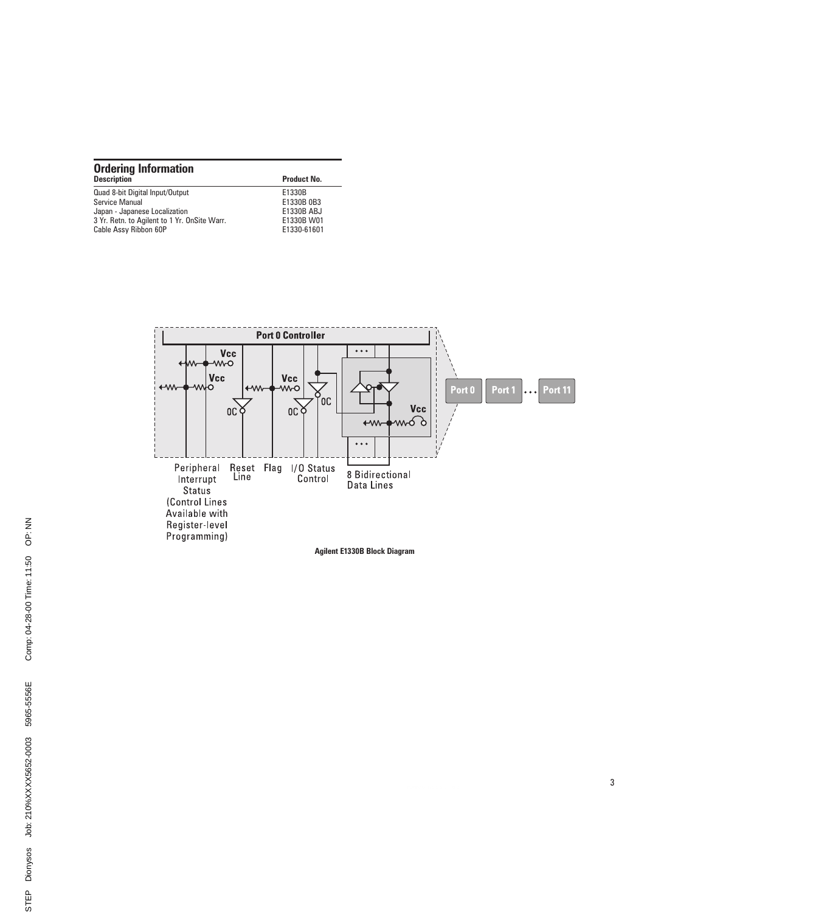## Ordering Information

| Description | Product No. |
| --- | --- |
| Quad 8-bit Digital Input/Output | E1330B |
| Service Manual | E1330B 0B3 |
| Japan - Japanese Localization | E1330B ABJ |
| 3 Yr. Retn. to Agilent to 1 Yr. OnSite Warr. | E1330B W01 |
| Cable Assy Ribbon 60P | E1330-61601 |

Port 0 Controller

Vcc

Vcc

Vcc

Vcc

OC

OC

OC

Port 0 | Port 1 | ... | Port 11

Peripheral Interrupt Status (Control Lines Available with Register-level Programming)

Reset Line

Flag

I/O Status Control

8 Bidirectional Data Lines

**Agilent E1330B Block Diagram**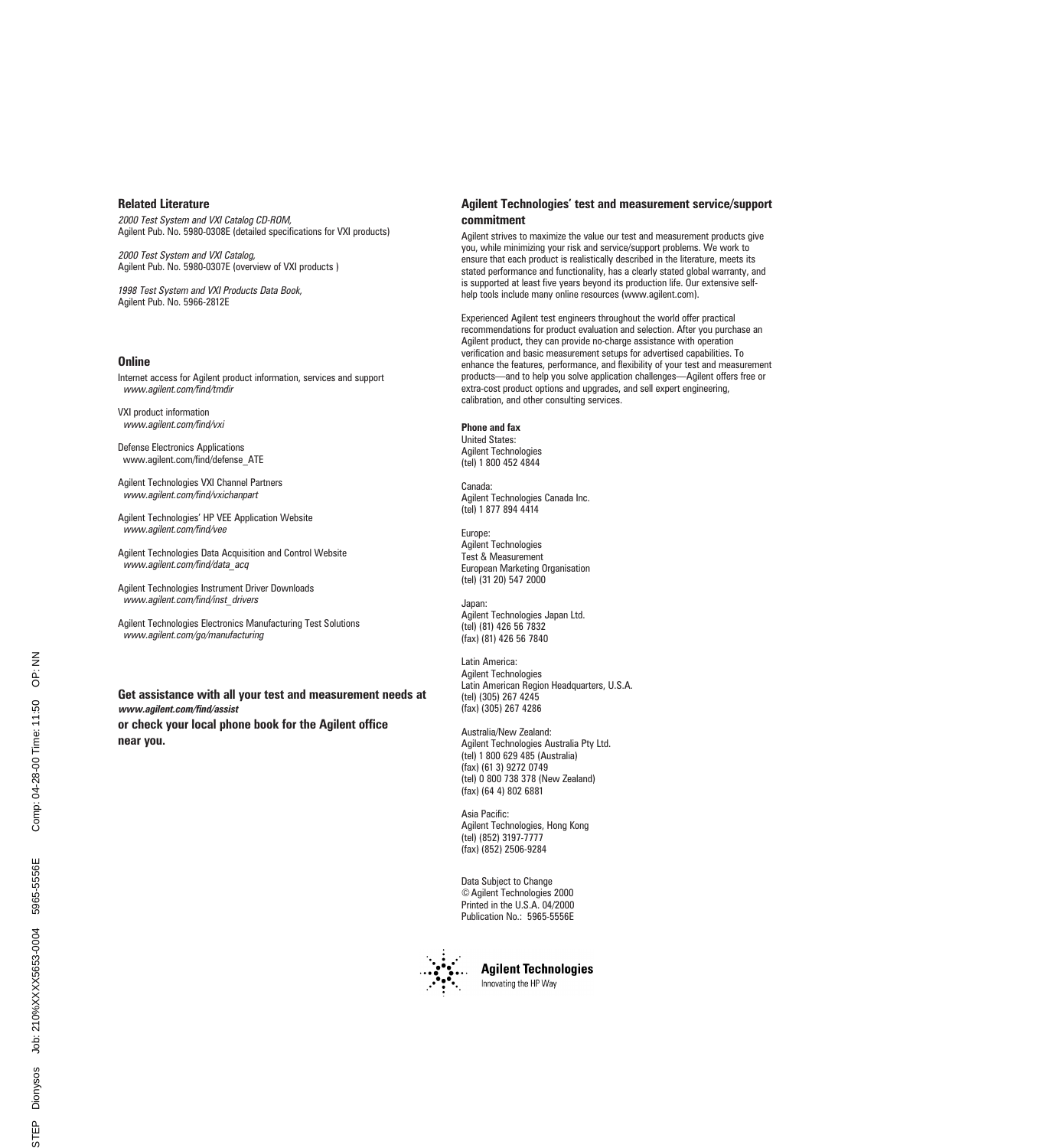## Related Literature

*2000 Test System and VXI Catalog CD-ROM,*
Agilent Pub. No. 5980-0308E (detailed specifications for VXI products)

*2000 Test System and VXI Catalog,*
Agilent Pub. No. 5980-0307E (overview of VXI products )

*1998 Test System and VXI Products Data Book,*
Agilent Pub. No. 5966-2812E

## Online

Internet access for Agilent product information, services and support
*www.agilent.com/find/tmdir*

VXI product information
*www.agilent.com/find/vxi*

Defense Electronics Applications
www.agilent.com/find/defense_ATE

Agilent Technologies VXI Channel Partners
*www.agilent.com/find/vxichanpart*

Agilent Technologies' HP VEE Application Website
*www.agilent.com/find/vee*

Agilent Technologies Data Acquisition and Control Website
*www.agilent.com/find/data_acq*

Agilent Technologies Instrument Driver Downloads
*www.agilent.com/find/inst_drivers*

Agilent Technologies Electronics Manufacturing Test Solutions
*www.agilent.com/go/manufacturing*

**Get assistance with all your test and measurement needs at *www.agilent.com/find/assist* or check your local phone book for the Agilent office near you.**

## Agilent Technologies' test and measurement service/support commitment

Agilent strives to maximize the value our test and measurement products give you, while minimizing your risk and service/support problems. We work to ensure that each product is realistically described in the literature, meets its stated performance and functionality, has a clearly stated global warranty, and is supported at least five years beyond its production life. Our extensive self-help tools include many online resources (www.agilent.com).

Experienced Agilent test engineers throughout the world offer practical recommendations for product evaluation and selection. After you purchase an Agilent product, they can provide no-charge assistance with operation verification and basic measurement setups for advertised capabilities. To enhance the features, performance, and flexibility of your test and measurement products—and to help you solve application challenges—Agilent offers free or extra-cost product options and upgrades, and sell expert engineering, calibration, and other consulting services.

**Phone and fax**

United States:
Agilent Technologies
(tel) 1 800 452 4844

Canada:
Agilent Technologies Canada Inc.
(tel) 1 877 894 4414

Europe:
Agilent Technologies
Test & Measurement
European Marketing Organisation
(tel) (31 20) 547 2000

Japan:
Agilent Technologies Japan Ltd.
(tel) (81) 426 56 7832
(fax) (81) 426 56 7840

Latin America:
Agilent Technologies
Latin American Region Headquarters, U.S.A.
(tel) (305) 267 4245
(fax) (305) 267 4286

Australia/New Zealand:
Agilent Technologies Australia Pty Ltd.
(tel) 1 800 629 485 (Australia)
(fax) (61 3) 9272 0749
(tel) 0 800 738 378 (New Zealand)
(fax) (64 4) 802 6881

Asia Pacific:
Agilent Technologies, Hong Kong
(tel) (852) 3197-7777
(fax) (852) 2506-9284

Data Subject to Change
© Agilent Technologies 2000
Printed in the U.S.A. 04/2000
Publication No.: 5965-5556E

**Agilent Technologies**
Innovating the HP Way